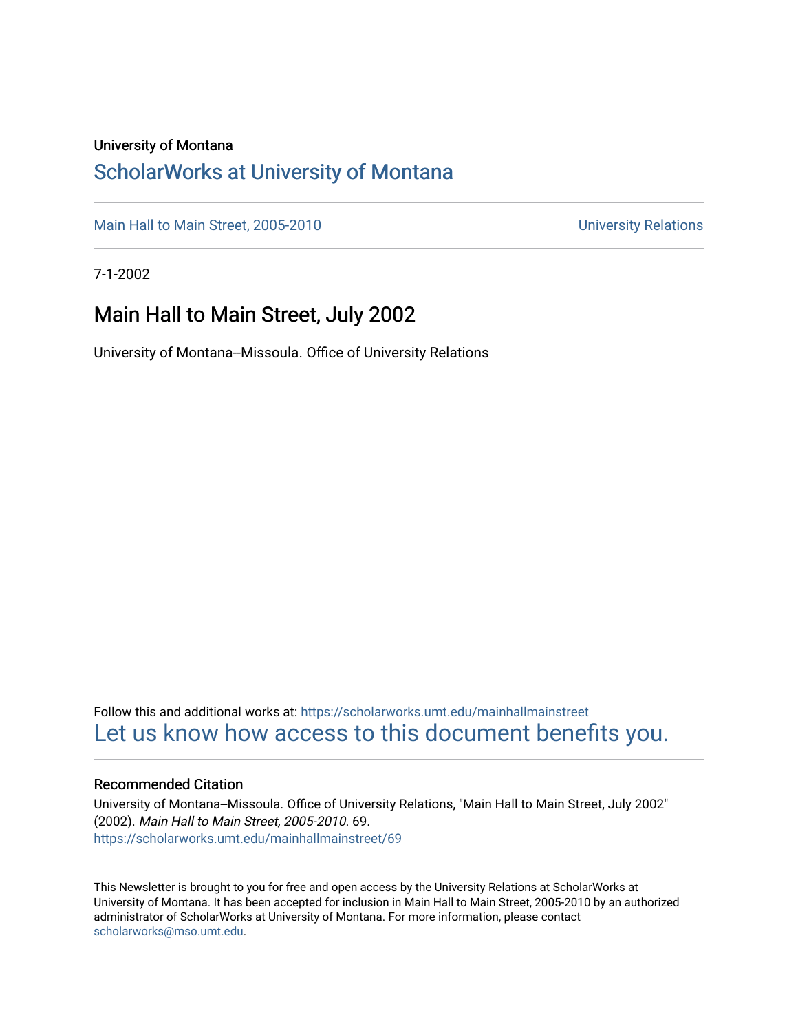University of Montana

# ScholarWorks at University of Montana

Main Hall to Main Street, 2005-2010 | University Relations

7-1-2002

## Main Hall to Main Street, July 2002

University of Montana--Missoula. Office of University Relations

Follow this and additional works at: https://scholarworks.umt.edu/mainhallmainstreet

Let us know how access to this document benefits you.

### Recommended Citation

University of Montana--Missoula. Office of University Relations, "Main Hall to Main Street, July 2002" (2002). *Main Hall to Main Street, 2005-2010*. 69.
https://scholarworks.umt.edu/mainhallmainstreet/69

This Newsletter is brought to you for free and open access by the University Relations at ScholarWorks at University of Montana. It has been accepted for inclusion in Main Hall to Main Street, 2005-2010 by an authorized administrator of ScholarWorks at University of Montana. For more information, please contact scholarworks@mso.umt.edu.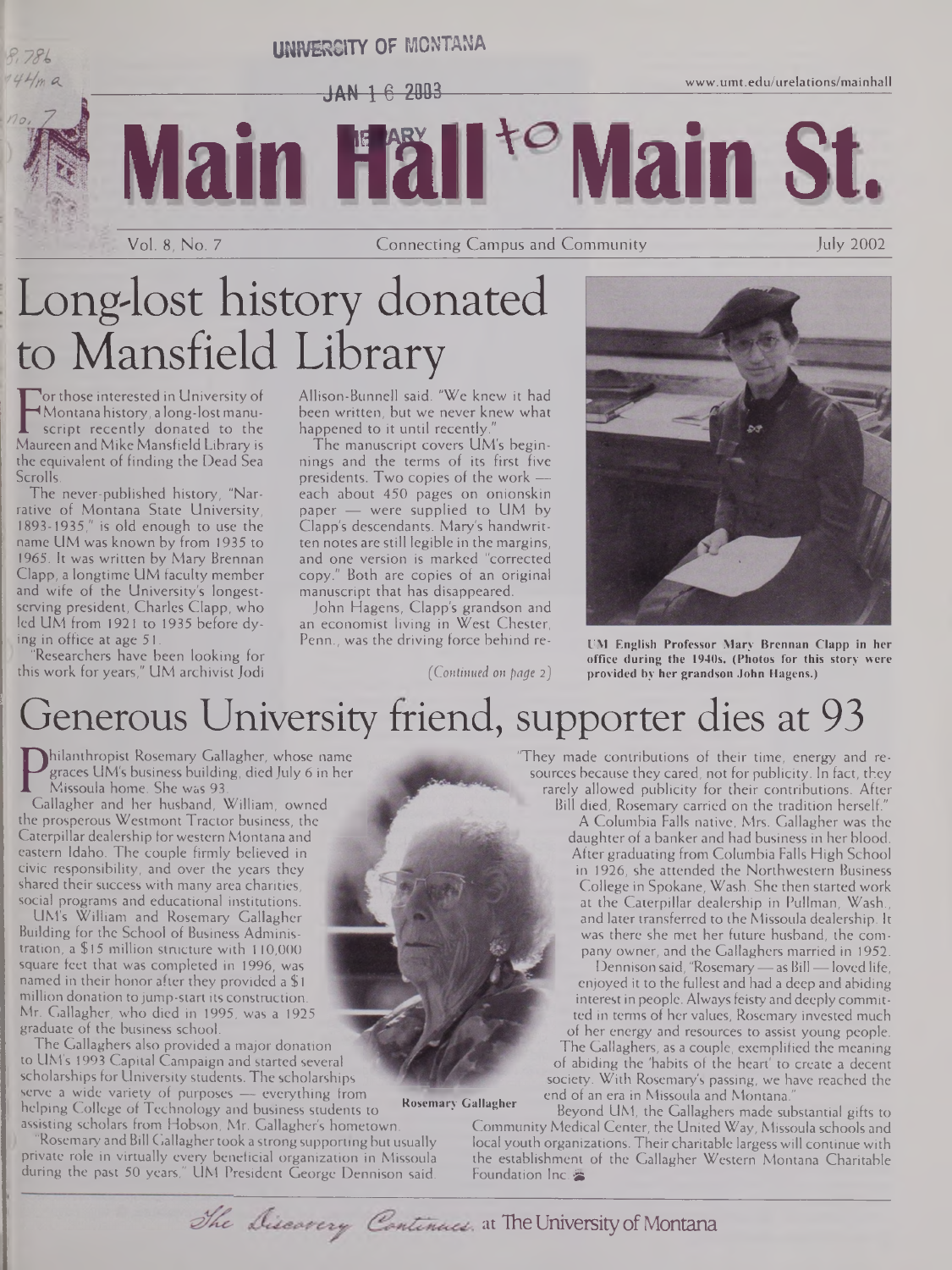# Main Hall to Main St.

Connecting Campus and Community

# Long-lost history donated to Mansfield Library

For those interested in University of Montana history, a long-lost manuscript recently donated to the Maureen and Mike Mansfield Library is the equivalent of finding the Dead Sea Scrolls.

The never-published history, "Narrative of Montana State University, 1893-1935," is old enough to use the name UM was known by from 1935 to 1965. It was written by Mary Brennan Clapp, a longtime UM faculty member and wife of the University's longest-serving president, Charles Clapp, who led UM from 1921 to 1935 before dying in office at age 51.

"Researchers have been looking for this work for years," UM archivist Jodi Allison-Bunnell said. "We knew it had been written, but we never knew what happened to it until recently."

The manuscript covers UM's beginnings and the terms of its first five presidents. Two copies of the work — each about 450 pages on onionskin paper — were supplied to UM by Clapp's descendants. Mary's handwritten notes are still legible in the margins, and one version is marked "corrected copy." Both are copies of an original manuscript that has disappeared.

John Hagens, Clapp's grandson and an economist living in West Chester, Penn., was the driving force behind re-

*(Continued on page 2)*

**UM English Professor Mary Brennan Clapp in her office during the 1940s. (Photos for this story were provided by her grandson John Hagens.)**

# Generous University friend, supporter dies at 93

Philanthropist Rosemary Gallagher, whose name graces UM's business building, died July 6 in her Missoula home. She was 93.

Gallagher and her husband, William, owned the prosperous Westmont Tractor business, the Caterpillar dealership for western Montana and eastern Idaho. The couple firmly believed in civic responsibility, and over the years they shared their success with many area charities, social programs and educational institutions.

UM's William and Rosemary Gallagher Building for the School of Business Administration, a $15 million structure with 110,000 square feet that was completed in 1996, was named in their honor after they provided a $1 million donation to jump-start its construction. Mr. Gallagher, who died in 1995, was a 1925 graduate of the business school.

The Gallaghers also provided a major donation to UM's 1993 Capital Campaign and started several scholarships for University students. The scholarships serve a wide variety of purposes — everything from helping College of Technology and business students to assisting scholars from Hobson, Mr. Gallagher's hometown.

"Rosemary and Bill Gallagher took a strong supporting but usually private role in virtually every beneficial organization in Missoula during the past 50 years," UM President George Dennison said. "They made contributions of their time, energy and resources because they cared, not for publicity. In fact, they rarely allowed publicity for their contributions. After Bill died, Rosemary carried on the tradition herself."

A Columbia Falls native, Mrs. Gallagher was the daughter of a banker and had business in her blood. After graduating from Columbia Falls High School in 1926, she attended the Northwestern Business College in Spokane, Wash. She then started work at the Caterpillar dealership in Pullman, Wash., and later transferred to the Missoula dealership. It was there she met her future husband, the company owner, and the Gallaghers married in 1952.

Dennison said, "Rosemary — as Bill — loved life, enjoyed it to the fullest and had a deep and abiding interest in people. Always feisty and deeply committed in terms of her values, Rosemary invested much of her energy and resources to assist young people. The Gallaghers, as a couple, exemplified the meaning of abiding the 'habits of the heart' to create a decent society. With Rosemary's passing, we have reached the end of an era in Missoula and Montana."

Beyond UM, the Gallaghers made substantial gifts to Community Medical Center, the United Way, Missoula schools and local youth organizations. Their charitable largess will continue with the establishment of the Gallagher Western Montana Charitable Foundation Inc.

**Rosemary Gallagher**

*The Discovery Continues* at The University of Montana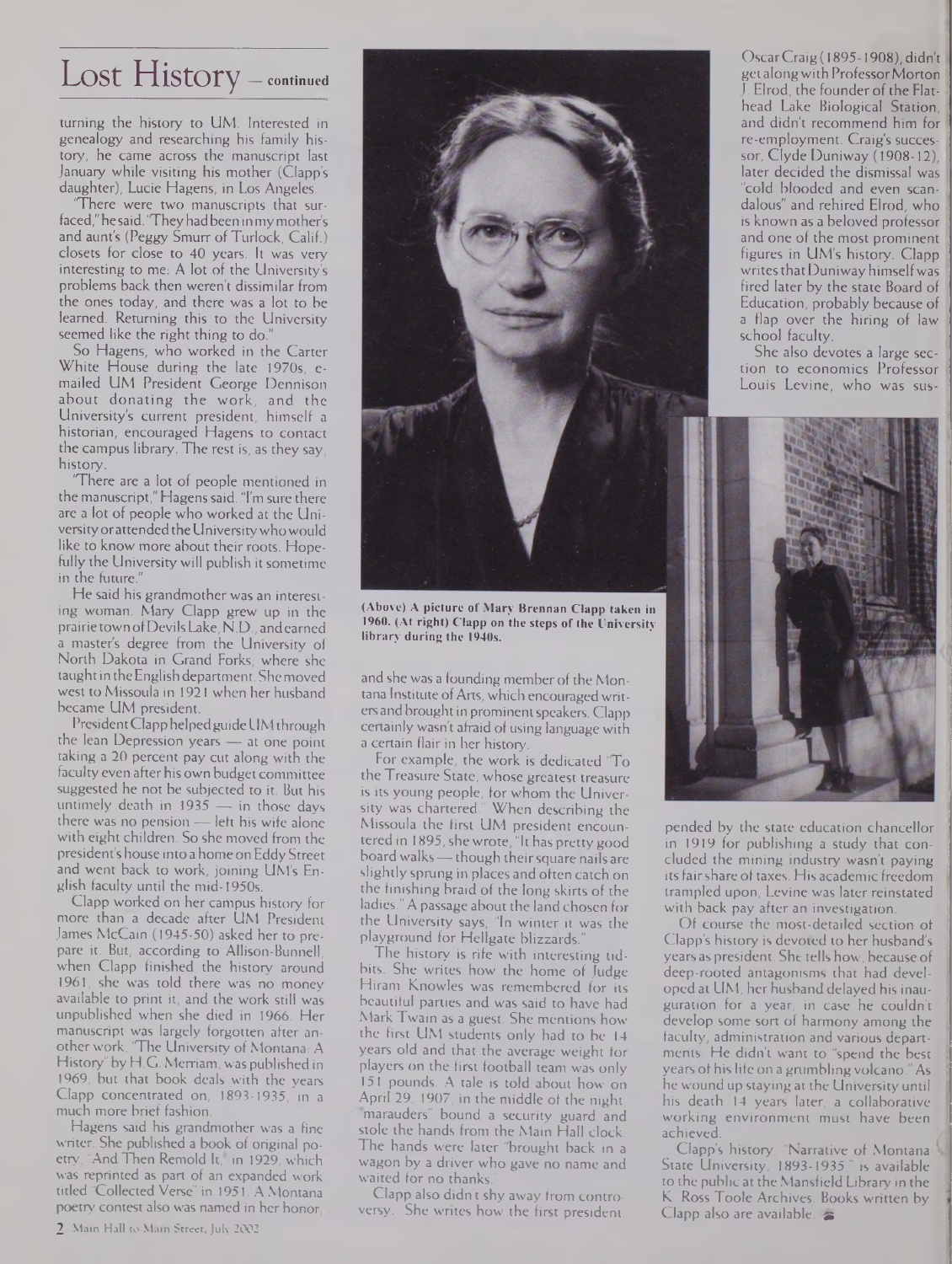# Lost History — continued

turning the history to UM. Interested in genealogy and researching his family history, he came across the manuscript last January while visiting his mother (Clapp's daughter), Lucie Hagens, in Los Angeles.

"There were two manuscripts that surfaced," he said. "They had been in my mother's and aunt's (Peggy Smurr of Turlock, Calif.) closets for close to 40 years. It was very interesting to me: A lot of the University's problems back then weren't dissimilar from the ones today, and there was a lot to be learned. Returning this to the University seemed like the right thing to do."

So Hagens, who worked in the Carter White House during the late 1970s, e-mailed UM President George Dennison about donating the work, and the University's current president, himself a historian, encouraged Hagens to contact the campus library. The rest is, as they say, history.

"There are a lot of people mentioned in the manuscript," Hagens said. "I'm sure there are a lot of people who worked at the University or attended the University who would like to know more about their roots. Hopefully the University will publish it sometime in the future."

He said his grandmother was an interesting woman. Mary Clapp grew up in the prairie town of Devils Lake, N.D., and earned a master's degree from the University of North Dakota in Grand Forks, where she taught in the English department. She moved west to Missoula in 1921 when her husband became UM president.

President Clapp helped guide UM through the lean Depression years — at one point taking a 20 percent pay cut along with the faculty even after his own budget committee suggested he not be subjected to it. But his untimely death in 1935 — in those days there was no pension — left his wife alone with eight children. So she moved from the president's house into a home on Eddy Street and went back to work, joining UM's English faculty until the mid-1950s.

Clapp worked on her campus history for more than a decade after UM President James McCain (1945-50) asked her to prepare it. But, according to Allison-Bunnell, when Clapp finished the history around 1961, she was told there was no money available to print it, and the work still was unpublished when she died in 1966. Her manuscript was largely forgotten after another work, "The University of Montana: A History" by H.G. Merriam, was published in 1969, but that book deals with the years Clapp concentrated on, 1893-1935, in a much more brief fashion.

Hagens said his grandmother was a fine writer. She published a book of original poetry, "And Then Remold It," in 1929, which was reprinted as part of an expanded work titled "Collected Verse" in 1951. A Montana poetry contest also was named in her honor, and she was a founding member of the Montana Institute of Arts, which encouraged writers and brought in prominent speakers. Clapp certainly wasn't afraid of using language with a certain flair in her history.

**(Above) A picture of Mary Brennan Clapp taken in 1960. (At right) Clapp on the steps of the University library during the 1940s.**

For example, the work is dedicated "To the Treasure State, whose greatest treasure is its young people, for whom the University was chartered." When describing the Missoula the first UM president encountered in 1895, she wrote, "It has pretty good board walks — though their square nails are slightly sprung in places and often catch on the finishing braid of the long skirts of the ladies." A passage about the land chosen for the University says, "In winter it was the playground for Hellgate blizzards."

The history is rife with interesting tidbits. She writes how the home of Judge Hiram Knowles was remembered for its beautiful parties and was said to have had Mark Twain as a guest. She mentions how the first UM students only had to be 14 years old and that the average weight for players on the first football team was only 151 pounds. A tale is told about how on April 29, 1907, in the middle of the night, "marauders" bound a security guard and stole the hands from the Main Hall clock. The hands were later "brought back in a wagon by a driver who gave no name and waited for no thanks."

Clapp also didn't shy away from controversy. She writes how the first president, Oscar Craig (1895-1908), didn't get along with Professor Morton J. Elrod, the founder of the Flathead Lake Biological Station, and didn't recommend him for re-employment. Craig's successor, Clyde Duniway (1908-12), later decided the dismissal was "cold blooded and even scandalous" and rehired Elrod, who is known as a beloved professor and one of the most prominent figures in UM's history. Clapp writes that Duniway himself was fired later by the state Board of Education, probably because of a flap over the hiring of law school faculty.

She also devotes a large section to economics Professor Louis Levine, who was suspended by the state education chancellor in 1919 for publishing a study that concluded the mining industry wasn't paying its fair share of taxes. His academic freedom trampled upon, Levine was later reinstated with back pay after an investigation.

Of course the most-detailed section of Clapp's history is devoted to her husband's years as president. She tells how, because of deep-rooted antagonisms that had developed at UM, her husband delayed his inauguration for a year, in case he couldn't develop some sort of harmony among the faculty, administration and various departments. He didn't want to "spend the best years of his life on a grumbling volcano." As he wound up staying at the University until his death 14 years later, a collaborative working environment must have been achieved.

Clapp's history, "Narrative of Montana State University, 1893-1935," is available to the public at the Mansfield Library in the K. Ross Toole Archives. Books written by Clapp also are available.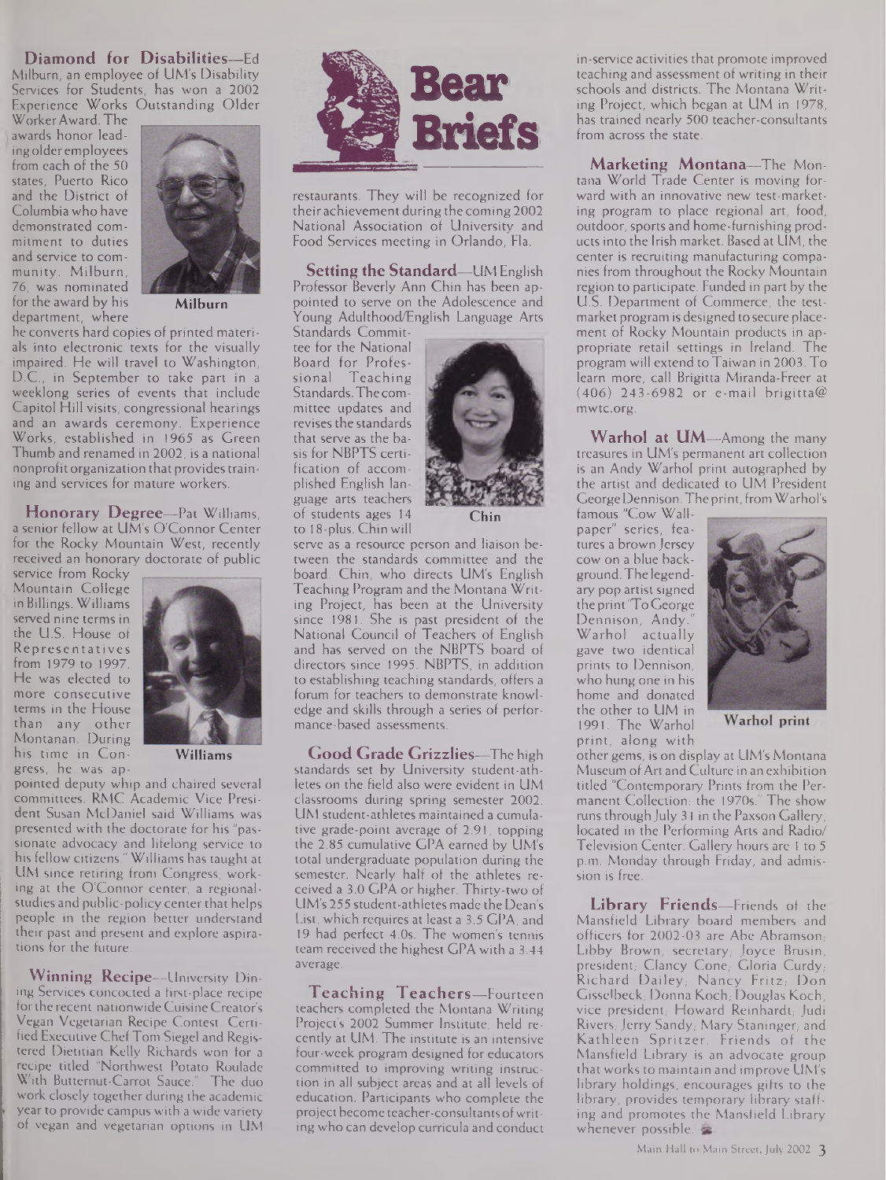# Bear Briefs

**Diamond for Disabilities**—Ed Milburn, an employee of UM's Disability Services for Students, has won a 2002 Experience Works Outstanding Older Worker Award. The awards honor leading older employees from each of the 50 states, Puerto Rico and the District of Columbia who have demonstrated commitment to duties and service to community. Milburn, 76, was nominated for the award by his department, where he converts hard copies of printed materials into electronic texts for the visually impaired. He will travel to Washington, D.C., in September to take part in a weeklong series of events that include Capitol Hill visits, congressional hearings and an awards ceremony. Experience Works, established in 1965 as Green Thumb and renamed in 2002, is a national nonprofit organization that provides training and services for mature workers.

Milburn

**Honorary Degree**—Pat Williams, a senior fellow at UM's O'Connor Center for the Rocky Mountain West, recently received an honorary doctorate of public service from Rocky Mountain College in Billings. Williams served nine terms in the U.S. House of Representatives from 1979 to 1997. He was elected to more consecutive terms in the House than any other Montanan. During his time in Congress, he was appointed deputy whip and chaired several committees. RMC Academic Vice President Susan McDaniel said Williams was presented with the doctorate for his "passionate advocacy and lifelong service to his fellow citizens." Williams has taught at UM since retiring from Congress, working at the O'Connor center, a regional-studies and public-policy center that helps people in the region better understand their past and present and explore aspirations for the future.

Williams

**Winning Recipe**—University Dining Services concocted a first-place recipe for the recent nationwide Cuisine Creator's Vegan Vegetarian Recipe Contest. Certified Executive Chef Tom Siegel and Registered Dietitian Kelly Richards won for a recipe titled "Northwest Potato Roulade With Butternut-Carrot Sauce." The duo work closely together during the academic year to provide campus with a wide variety of vegan and vegetarian options in UM restaurants. They will be recognized for their achievement during the coming 2002 National Association of University and Food Services meeting in Orlando, Fla.

**Setting the Standard**—UM English Professor Beverly Ann Chin has been appointed to serve on the Adolescence and Young Adulthood/English Language Arts Standards Committee for the National Board for Professional Teaching Standards. The committee updates and revises the standards that serve as the basis for NBPTS certification of accomplished English language arts teachers of students ages 14 to 18-plus. Chin will serve as a resource person and liaison between the standards committee and the board. Chin, who directs UM's English Teaching Program and the Montana Writing Project, has been at the University since 1981. She is past president of the National Council of Teachers of English and has served on the NBPTS board of directors since 1995. NBPTS, in addition to establishing teaching standards, offers a forum for teachers to demonstrate knowledge and skills through a series of performance-based assessments.

Chin

**Good Grade Grizzlies**—The high standards set by University student-athletes on the field also were evident in UM classrooms during spring semester 2002. UM student-athletes maintained a cumulative grade-point average of 2.91, topping the 2.85 cumulative GPA earned by UM's total undergraduate population during the semester. Nearly half of the athletes received a 3.0 GPA or higher. Thirty-two of UM's 255 student-athletes made the Dean's List, which requires at least a 3.5 GPA, and 19 had perfect 4.0s. The women's tennis team received the highest GPA with a 3.44 average.

**Teaching Teachers**—Fourteen teachers completed the Montana Writing Project's 2002 Summer Institute, held recently at UM. The institute is an intensive four-week program designed for educators committed to improving writing instruction in all subject areas and at all levels of education. Participants who complete the project become teacher-consultants of writing who can develop curricula and conduct in-service activities that promote improved teaching and assessment of writing in their schools and districts. The Montana Writing Project, which began at UM in 1978, has trained nearly 500 teacher-consultants from across the state.

**Marketing Montana**—The Montana World Trade Center is moving forward with an innovative new test-marketing program to place regional art, food, outdoor, sports and home-furnishing products into the Irish market. Based at UM, the center is recruiting manufacturing companies from throughout the Rocky Mountain region to participate. Funded in part by the U.S. Department of Commerce, the test-market program is designed to secure placement of Rocky Mountain products in appropriate retail settings in Ireland. The program will extend to Taiwan in 2003. To learn more, call Brigitta Miranda-Freer at (406) 243-6982 or e-mail brigitta@mwtc.org.

**Warhol at UM**—Among the many treasures in UM's permanent art collection is an Andy Warhol print autographed by the artist and dedicated to UM President George Dennison. The print, from Warhol's famous "Cow Wallpaper" series, features a brown Jersey cow on a blue background. The legendary pop artist signed the print "To George Dennison, Andy." Warhol actually gave two identical prints to Dennison, who hung one in his home and donated the other to UM in 1991. The Warhol print, along with other gems, is on display at UM's Montana Museum of Art and Culture in an exhibition titled "Contemporary Prints from the Permanent Collection: the 1970s." The show runs through July 31 in the Paxson Gallery, located in the Performing Arts and Radio/Television Center. Gallery hours are 1 to 5 p.m. Monday through Friday, and admission is free.

Warhol print

**Library Friends**—Friends of the Mansfield Library board members and officers for 2002-03 are Abe Abramson; Libby Brown, secretary; Joyce Brusin, president; Clancy Cone; Gloria Curdy; Richard Dailey; Nancy Fritz; Don Gisselbeck; Donna Koch; Douglas Koch, vice president; Howard Reinhardt; Judi Rivers; Jerry Sandy; Mary Staninger; and Kathleen Spritzer. Friends of the Mansfield Library is an advocate group that works to maintain and improve UM's library holdings, encourages gifts to the library, provides temporary library staffing and promotes the Mansfield Library whenever possible.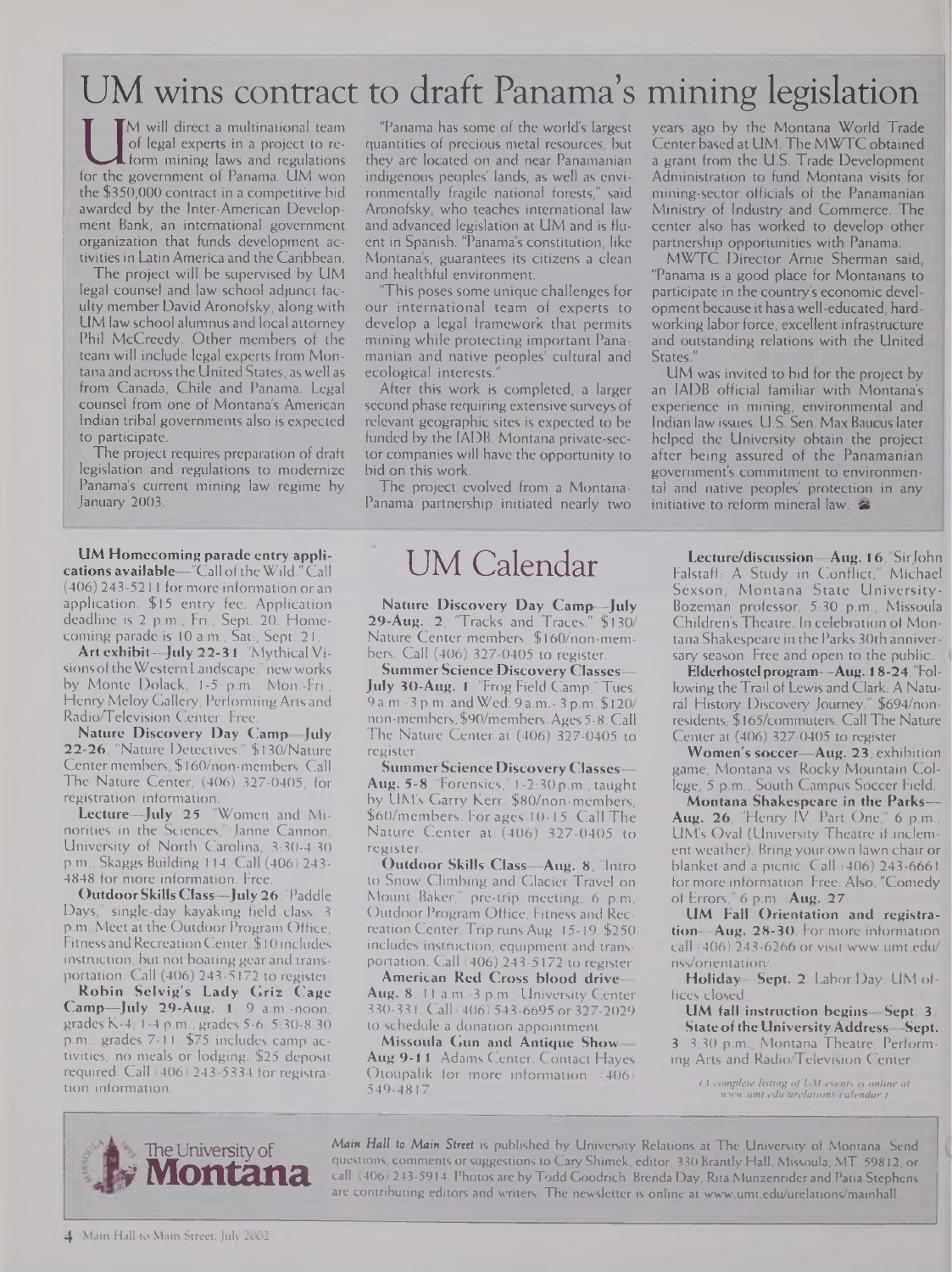# UM wins contract to draft Panama's mining legislation

UM will direct a multinational team of legal experts in a project to reform mining laws and regulations for the government of Panama. UM won the $350,000 contract in a competitive bid awarded by the Inter-American Development Bank, an international government organization that funds development activities in Latin America and the Caribbean.

The project will be supervised by UM legal counsel and law school adjunct faculty member David Aronofsky, along with UM law school alumnus and local attorney Phil McCreedy. Other members of the team will include legal experts from Montana and across the United States, as well as from Canada, Chile and Panama. Legal counsel from one of Montana's American Indian tribal governments also is expected to participate.

The project requires preparation of draft legislation and regulations to modernize Panama's current mining law regime by January 2003.

"Panama has some of the world's largest quantities of precious metal resources, but they are located on and near Panamanian indigenous peoples' lands, as well as environmentally fragile national forests," said Aronofsky, who teaches international law and advanced legislation at UM and is fluent in Spanish. "Panama's constitution, like Montana's, guarantees its citizens a clean and healthful environment.

"This poses some unique challenges for our international team of experts to develop a legal framework that permits mining while protecting important Panamanian and native peoples' cultural and ecological interests."

After this work is completed, a larger second phase requiring extensive surveys of relevant geographic sites is expected to be funded by the IADB. Montana private-sector companies will have the opportunity to bid on this work.

The project evolved from a Montana-Panama partnership initiated nearly two years ago by the Montana World Trade Center based at UM. The MWTC obtained a grant from the U.S. Trade Development Administration to fund Montana visits for mining-sector officials of the Panamanian Ministry of Industry and Commerce. The center also has worked to develop other partnership opportunities with Panama.

MWTC Director Arnie Sherman said, "Panama is a good place for Montanans to participate in the country's economic development because it has a well-educated, hardworking labor force, excellent infrastructure and outstanding relations with the United States."

UM was invited to bid for the project by an IADB official familiar with Montana's experience in mining, environmental and Indian law issues. U.S. Sen. Max Baucus later helped the University obtain the project after being assured of the Panamanian government's commitment to environmental and native peoples' protection in any initiative to reform mineral law.

**UM Homecoming parade entry applications available**—"Call of the Wild." Call (406) 243-5211 for more information or an application. $15 entry fee. Application deadline is 2 p.m., Fri., Sept. 20. Homecoming parade is 10 a.m., Sat., Sept. 21.

# UM Calendar

**Art exhibit—July 22-31**. "Mythical Visions of the Western Landscape," new works by Monte Dolack, 1-5 p.m., Mon.-Fri., Henry Meloy Gallery, Performing Arts and Radio/Television Center. Free.

**Nature Discovery Day Camp—July 22-26**. "Nature Detectives." $130/Nature Center members, $160/non-members. Call The Nature Center, (406) 327-0405, for registration information.

**Lecture—July 25**. "Women and Minorities in the Sciences," Janne Cannon, University of North Carolina, 3:30-4:30 p.m., Skaggs Building 114. Call (406) 243-4848 for more information. Free.

**Outdoor Skills Class—July 26**. "Paddle Days," single-day kayaking field class, 3 p.m. Meet at the Outdoor Program Office, Fitness and Recreation Center. $10 includes instruction, but not boating gear and transportation. Call (406) 243-5172 to register.

**Robin Selvig's Lady Griz Cage Camp—July 29-Aug. 1**. 9 a.m.-noon, grades K-4; 1-4 p.m., grades 5-6; 5:30-8:30 p.m., grades 7-11. $75 includes camp activities; no meals or lodging. $25 deposit required. Call (406) 243-5334 for registration information.

**Nature Discovery Day Camp—July 29-Aug. 2**. "Tracks and Traces." $130/Nature Center members, $160/non-members. Call (406) 327-0405 to register.

**Summer Science Discovery Classes—July 30-Aug. 1**. "Frog Field Camp." Tues. 9 a.m.-3 p.m. and Wed. 9 a.m.-3 p.m. $120/non-members, $90/members. Ages 5-8. Call The Nature Center at (406) 327-0405 to register.

**Summer Science Discovery Classes—Aug. 5-8**. "Forensics," 1-2:30 p.m., taught by UM's Garry Kerr. $80/non-members, $60/members. For ages 10-15. Call The Nature Center at (406) 327-0405 to register.

**Outdoor Skills Class—Aug. 8**. "Intro to Snow Climbing and Glacier Travel on Mount Baker," pre-trip meeting, 6 p.m., Outdoor Program Office, Fitness and Recreation Center. Trip runs Aug. 15-19. $250 includes instruction, equipment and transportation. Call (406) 243-5172 to register.

**American Red Cross blood drive—Aug. 8**. 11 a.m.-3 p.m., University Center 330-331. Call (406) 543-6695 or 327-2029 to schedule a donation appointment.

**Missoula Gun and Antique Show—Aug 9-11**. Adams Center. Contact Hayes Otoupalik for more information, (406) 549-4817.

**Lecture/discussion—Aug. 16**. "Sir John Falstaff: A Study in Conflict," Michael Sexson, Montana State University-Bozeman professor, 5:30 p.m., Missoula Children's Theatre. In celebration of Montana Shakespeare in the Parks 30th anniversary season. Free and open to the public.

**Elderhostel program—Aug. 18-24**. "Following the Trail of Lewis and Clark: A Natural History Discovery Journey." $694/nonresidents, $165/commuters. Call The Nature Center at (406) 327-0405 to register.

**Women's soccer—Aug. 23**, exhibition game, Montana vs. Rocky Mountain College, 5 p.m., South Campus Soccer Field.

**Montana Shakespeare in the Parks—Aug. 26**. "Henry IV, Part One," 6 p.m., UM's Oval (University Theatre if inclement weather). Bring your own lawn chair or blanket and a picnic. Call (406) 243-6661 for more information. Free. Also, "Comedy of Errors," 6 p.m., **Aug. 27**.

**UM Fall Orientation and registration—Aug. 28-30**. For more information call (406) 243-6266 or visit www.umt.edu/nss/orientation/.

**Holiday—Sept. 2**. Labor Day. UM offices closed.

**UM fall instruction begins—Sept. 3**.

**State of the University Address—Sept. 3**, 3:30 p.m., Montana Theatre, Performing Arts and Radio/Television Center.

*(A complete listing of UM events is online at www.umt.edu/urelations/calendar.)*

The University of Montana

*Main Hall to Main Street* is published by University Relations at The University of Montana. Send questions, comments or suggestions to Cary Shimek, editor, 330 Brantly Hall, Missoula, MT 59812, or call (406) 243-5914. Photos are by Todd Goodrich. Brenda Day, Rita Munzenrider and Patia Stephens are contributing editors and writers. The newsletter is online at www.umt.edu/urelations/mainhall.